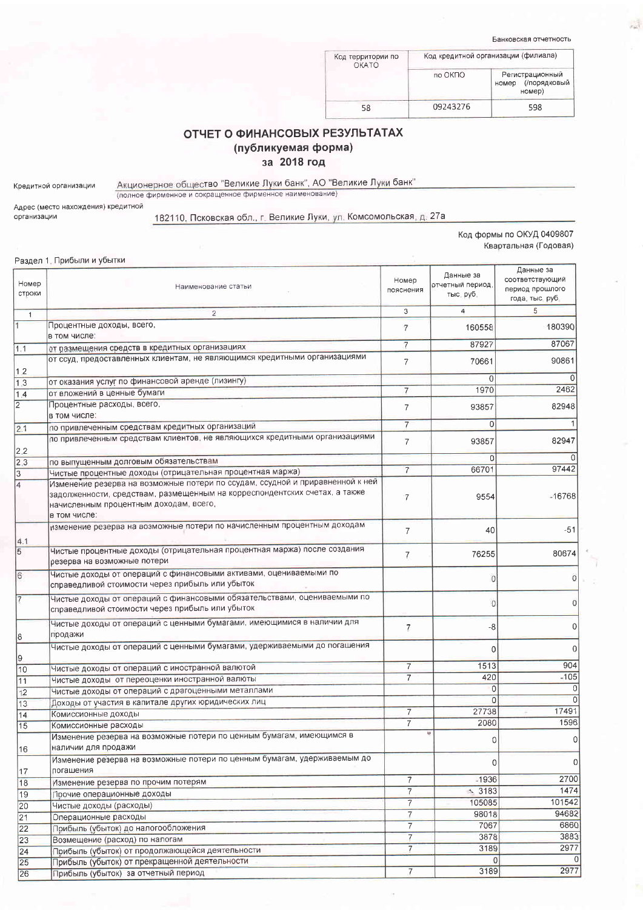Банковская отчетность

| Код территории по ОКАТО | Код кредитной организации (филиала) | |
|---|---|---|
| | по ОКПО | Регистрационный номер (/порядковый номер) |
| 58 | 09243276 | 598 |

# ОТЧЕТ О ФИНАНСОВЫХ РЕЗУЛЬТАТАХ
## (публикуемая форма)
## за 2018 год

Кредитной организации Акционерное общество "Великие Луки банк", АО "Великие Луки банк"
(полное фирменное и сокращенное фирменное наименование)

Адрес (место нахождения) кредитной организации 182110, Псковская обл., г. Великие Луки, ул. Комсомольская, д. 27а

Код формы по ОКУД 0409807
Квартальная (Годовая)

Раздел 1. Прибыли и убытки

| Номер строки | Наименование статьи | Номер пояснения | Данные за отчетный период, тыс. руб. | Данные за соответствующий период прошлого года, тыс. руб. |
|---|---|---|---|---|
| 1 | 2 | 3 | 4 | 5 |
| 1 | Процентные доходы, всего, в том числе: | 7 | 160558 | 180390 |
| 1.1 | от размещения средств в кредитных организациях | 7 | 87927 | 87067 |
| 1.2 | от ссуд, предоставленных клиентам, не являющимся кредитными организациями | 7 | 70661 | 90861 |
| 1.3 | от оказания услуг по финансовой аренде (лизингу) | | 0 | 0 |
| 1.4 | от вложений в ценные бумаги | 7 | 1970 | 2462 |
| 2 | Процентные расходы, всего, в том числе: | 7 | 93857 | 82948 |
| 2.1 | по привлеченным средствам кредитных организаций | 7 | 0 | 1 |
| 2.2 | по привлеченным средствам клиентов, не являющихся кредитными организациями | 7 | 93857 | 82947 |
| 2.3 | по выпущенным долговым обязательствам | | 0 | 0 |
| 3 | Чистые процентные доходы (отрицательная процентная маржа) | 7 | 66701 | 97442 |
| 4 | Изменение резерва на возможные потери по ссудам, ссудной и приравненной к ней задолженности, средствам, размещенным на корреспондентских счетах, а также начисленным процентным доходам, всего, в том числе: | 7 | 9554 | -16768 |
| 4.1 | изменение резерва на возможные потери по начисленным процентным доходам | 7 | 40 | -51 |
| 5 | Чистые процентные доходы (отрицательная процентная маржа) после создания резерва на возможные потери | 7 | 76255 | 80674 |
| 6 | Чистые доходы от операций с финансовыми активами, оцениваемыми по справедливой стоимости через прибыль или убыток | | 0 | 0 |
| 7 | Чистые доходы от операций с финансовыми обязательствами, оцениваемыми по справедливой стоимости через прибыль или убыток | | 0 | 0 |
| 8 | Чистые доходы от операций с ценными бумагами, имеющимися в наличии для продажи | 7 | -8 | 0 |
| 9 | Чистые доходы от операций с ценными бумагами, удерживаемыми до погашения | | 0 | 0 |
| 10 | Чистые доходы от операций с иностранной валютой | 7 | 1513 | 904 |
| 11 | Чистые доходы от переоценки иностранной валюты | 7 | 420 | -105 |
| 12 | Чистые доходы от операций с драгоценными металлами | | 0 | 0 |
| 13 | Доходы от участия в капитале других юридических лиц | | 0 | 0 |
| 14 | Комиссионные доходы | 7 | 27738 | 17491 |
| 15 | Комиссионные расходы | 7 | 2080 | 1596 |
| 16 | Изменение резерва на возможные потери по ценным бумагам, имеющимся в наличии для продажи | | 0 | 0 |
| 17 | Изменение резерва на возможные потери по ценным бумагам, удерживаемым до погашения | | 0 | 0 |
| 18 | Изменение резерва по прочим потерям | 7 | -1936 | 2700 |
| 19 | Прочие операционные доходы | 7 | 3183 | 1474 |
| 20 | Чистые доходы (расходы) | 7 | 105085 | 101542 |
| 21 | Операционные расходы | 7 | 98018 | 94682 |
| 22 | Прибыль (убыток) до налогообложения | 7 | 7067 | 6860 |
| 23 | Возмещение (расход) по налогам | 7 | 3878 | 3883 |
| 24 | Прибыль (убыток) от продолжающейся деятельности | 7 | 3189 | 2977 |
| 25 | Прибыль (убыток) от прекращенной деятельности | | 0 | 0 |
| 26 | Прибыль (убыток) за отчетный период | 7 | 3189 | 2977 |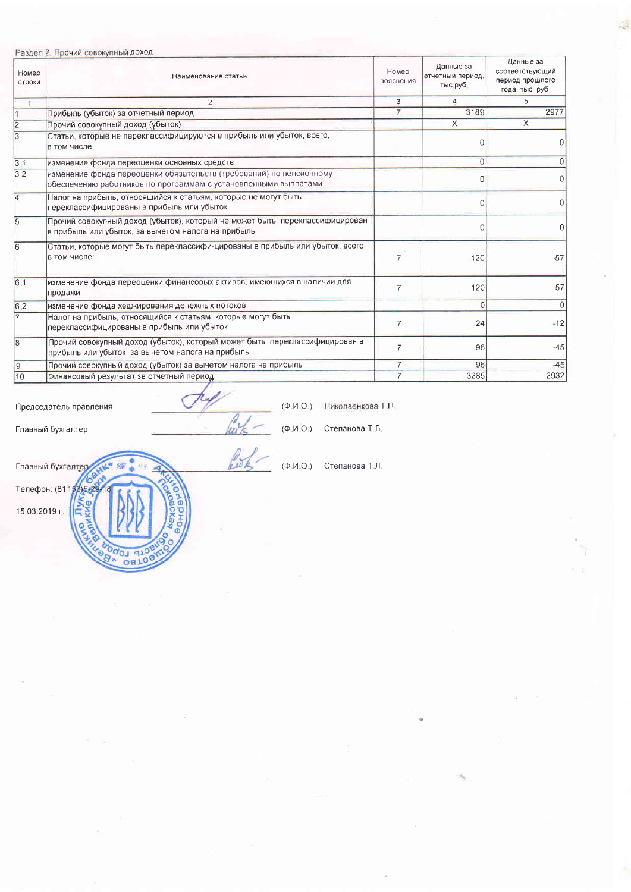Раздел 2. Прочий совокупный доход

| Номер строки | Наименование статьи | Номер пояснения | Данные за отчетный период, тыс.руб. | Данные за соответствующий период прошлого года, тыс. руб. |
|---|---|---|---|---|
| 1 | 2 | 3 | 4 | 5 |
| 1 | Прибыль (убыток) за отчетный период | 7 | 3189 | 2977 |
| 2 | Прочий совокупный доход (убыток) | | X | X |
| 3 | Статьи, которые не переклассифицируются в прибыль или убыток, всего, в том числе: | | 0 | 0 |
| 3.1 | изменение фонда переоценки основных средств | | 0 | 0 |
| 3.2 | изменение фонда переоценки обязательств (требований) по пенсионному обеспечению работников по программам с установленными выплатами | | 0 | 0 |
| 4 | Налог на прибыль, относящийся к статьям, которые не могут быть переклассифицированы в прибыль или убыток | | 0 | 0 |
| 5 | Прочий совокупный доход (убыток), который не может быть переклассифицирован в прибыль или убыток, за вычетом налога на прибыль | | 0 | 0 |
| 6 | Статьи, которые могут быть переклассифи-цированы в прибыль или убыток, всего, в том числе: | 7 | 120 | -57 |
| 6.1 | изменение фонда переоценки финансовых активов, имеющихся в наличии для продажи | 7 | 120 | -57 |
| 6.2 | изменение фонда хеджирования денежных потоков | | 0 | 0 |
| 7 | Налог на прибыль, относящийся к статьям, которые могут быть переклассифицированы в прибыль или убыток | 7 | 24 | -12 |
| 8 | Прочий совокупный доход (убыток), который может быть переклассифицирован в прибыль или убыток, за вычетом налога на прибыль | 7 | 96 | -45 |
| 9 | Прочий совокупный доход (убыток) за вычетом налога на прибыль | 7 | 96 | -45 |
| 10 | Финансовый результат за отчетный период | 7 | 3285 | 2932 |

Председатель правления (Ф.И.О.) Николаенкова Т.П.

Главный бухгалтер (Ф.И.О.) Степанова Т.Л.

Главный бухгалтер (Ф.И.О.) Степанова Т.Л.

Телефон: (81153)5-29-18

15.03.2019 г.